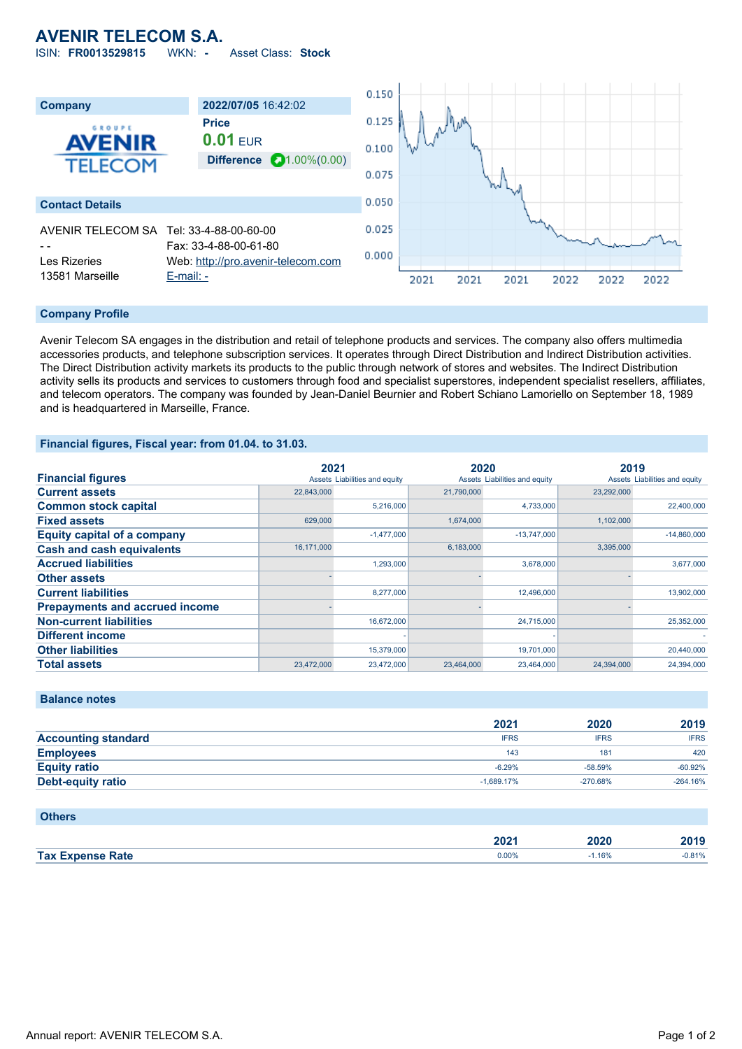# AVENIR TELECOM S.A.

ISIN: **FR0013529815** WKN: **-** Asset Class: **Stock**

## Company

**2022/07/05** 16:42:02

**Price**

**0.01** EUR

**Difference** 1.00%(0.00)

## Contact Details

AVENIR TELECOM SA
- -
Les Rizeries
13581 Marseille

Tel: 33-4-88-00-60-00
Fax: 33-4-88-00-61-80
Web: http://pro.avenir-telecom.com
E-mail: -

## Company Profile

Avenir Telecom SA engages in the distribution and retail of telephone products and services. The company also offers multimedia accessories products, and telephone subscription services. It operates through Direct Distribution and Indirect Distribution activities. The Direct Distribution activity markets its products to the public through network of stores and websites. The Indirect Distribution activity sells its products and services to customers through food and specialist superstores, independent specialist resellers, affiliates, and telecom operators. The company was founded by Jean-Daniel Beurnier and Robert Schiano Lamoriello on September 18, 1989 and is headquartered in Marseille, France.

## Financial figures, Fiscal year: from 01.04. to 31.03.

| Financial figures | 2021 | | 2020 | | 2019 | |
|---|---|---|---|---|---|---|
| | Assets | Liabilities and equity | Assets | Liabilities and equity | Assets | Liabilities and equity |
| **Current assets** | 22,843,000 | | 21,790,000 | | 23,292,000 | |
| **Common stock capital** | | 5,216,000 | | 4,733,000 | | 22,400,000 |
| **Fixed assets** | 629,000 | | 1,674,000 | | 1,102,000 | |
| **Equity capital of a company** | | -1,477,000 | | -13,747,000 | | -14,860,000 |
| **Cash and cash equivalents** | 16,171,000 | | 6,183,000 | | 3,395,000 | |
| **Accrued liabilities** | | 1,293,000 | | 3,678,000 | | 3,677,000 |
| **Other assets** | - | | - | | - | |
| **Current liabilities** | | 8,277,000 | | 12,496,000 | | 13,902,000 |
| **Prepayments and accrued income** | - | | - | | - | |
| **Non-current liabilities** | | 16,672,000 | | 24,715,000 | | 25,352,000 |
| **Different income** | | - | | - | | - |
| **Other liabilities** | | 15,379,000 | | 19,701,000 | | 20,440,000 |
| **Total assets** | 23,472,000 | 23,472,000 | 23,464,000 | 23,464,000 | 24,394,000 | 24,394,000 |

## Balance notes

| | 2021 | 2020 | 2019 |
|---|---|---|---|
| **Accounting standard** | IFRS | IFRS | IFRS |
| **Employees** | 143 | 181 | 420 |
| **Equity ratio** | -6.29% | -58.59% | -60.92% |
| **Debt-equity ratio** | -1,689.17% | -270.68% | -264.16% |

## Others

| | 2021 | 2020 | 2019 |
|---|---|---|---|
| **Tax Expense Rate** | 0.00% | -1.16% | -0.81% |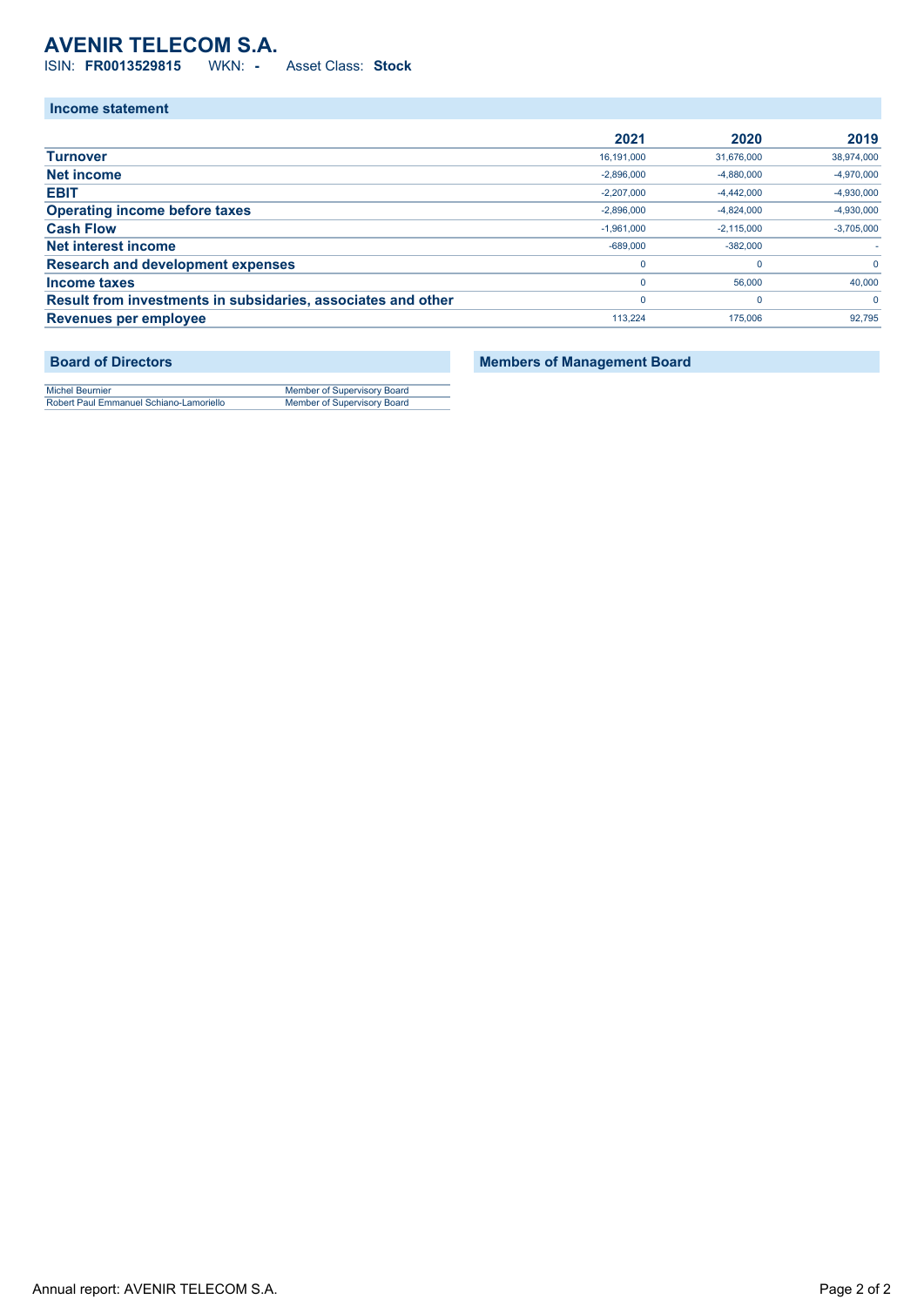# AVENIR TELECOM S.A.

ISIN: **FR0013529815** WKN: **-** Asset Class: **Stock**

## Income statement

| | 2021 | 2020 | 2019 |
|---|---|---|---|
| **Turnover** | 16,191,000 | 31,676,000 | 38,974,000 |
| **Net income** | -2,896,000 | -4,880,000 | -4,970,000 |
| **EBIT** | -2,207,000 | -4,442,000 | -4,930,000 |
| **Operating income before taxes** | -2,896,000 | -4,824,000 | -4,930,000 |
| **Cash Flow** | -1,961,000 | -2,115,000 | -3,705,000 |
| **Net interest income** | -689,000 | -382,000 | - |
| **Research and development expenses** | 0 | 0 | 0 |
| **Income taxes** | 0 | 56,000 | 40,000 |
| **Result from investments in subsidaries, associates and other** | 0 | 0 | 0 |
| **Revenues per employee** | 113,224 | 175,006 | 92,795 |

## Board of Directors

| | |
|---|---|
| Michel Beurnier | Member of Supervisory Board |
| Robert Paul Emmanuel Schiano-Lamoriello | Member of Supervisory Board |

## Members of Management Board

Annual report: AVENIR TELECOM S.A.